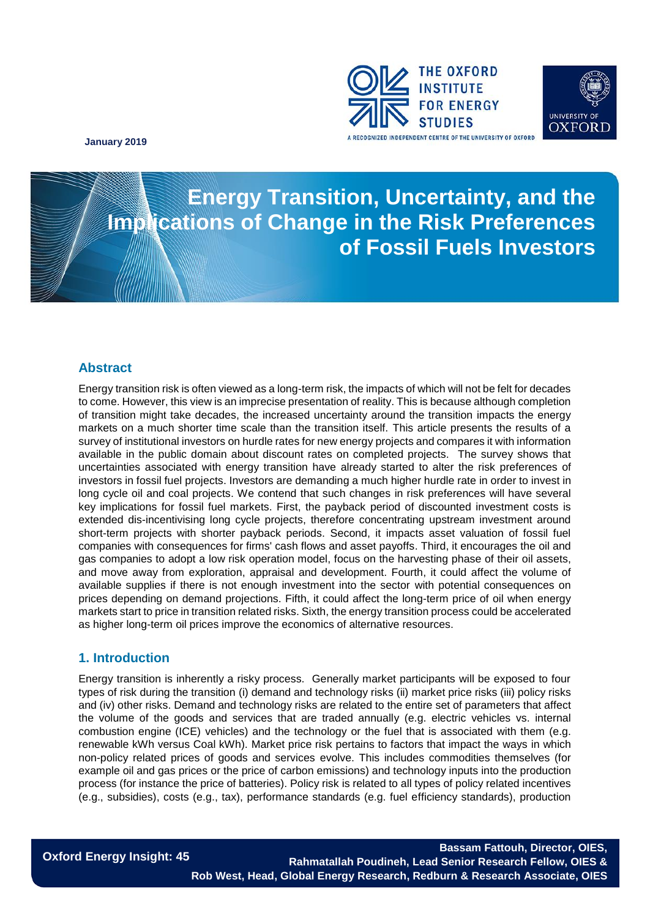January 2019

# Energy Transition, Uncertainty, and the Implications of Change in the Risk Preferences of Fossil Fuels Investors

## Abstract

Energy transition risk is often viewed as a long-term risk, the impacts of which will not be felt for decades to come. However, this view is an imprecise presentation of reality. This is because although completion of transition might take decades, the increased uncertainty around the transition impacts the energy markets on a much shorter time scale than the transition itself. This article presents the results of a survey of institutional investors on hurdle rates for new energy projects and compares it with information available in the public domain about discount rates on completed projects. The survey shows that uncertainties associated with energy transition have already started to alter the risk preferences of investors in fossil fuel projects. Investors are demanding a much higher hurdle rate in order to invest in long cycle oil and coal projects. We contend that such changes in risk preferences will have several key implications for fossil fuel markets. First, the payback period of discounted investment costs is extended dis-incentivising long cycle projects, therefore concentrating upstream investment around short-term projects with shorter payback periods. Second, it impacts asset valuation of fossil fuel companies with consequences for firms' cash flows and asset payoffs. Third, it encourages the oil and gas companies to adopt a low risk operation model, focus on the harvesting phase of their oil assets, and move away from exploration, appraisal and development. Fourth, it could affect the volume of available supplies if there is not enough investment into the sector with potential consequences on prices depending on demand projections. Fifth, it could affect the long-term price of oil when energy markets start to price in transition related risks. Sixth, the energy transition process could be accelerated as higher long-term oil prices improve the economics of alternative resources.

## 1. Introduction

Energy transition is inherently a risky process. Generally market participants will be exposed to four types of risk during the transition (i) demand and technology risks (ii) market price risks (iii) policy risks and (iv) other risks. Demand and technology risks are related to the entire set of parameters that affect the volume of the goods and services that are traded annually (e.g. electric vehicles vs. internal combustion engine (ICE) vehicles) and the technology or the fuel that is associated with them (e.g. renewable kWh versus Coal kWh). Market price risk pertains to factors that impact the ways in which non-policy related prices of goods and services evolve. This includes commodities themselves (for example oil and gas prices or the price of carbon emissions) and technology inputs into the production process (for instance the price of batteries). Policy risk is related to all types of policy related incentives (e.g., subsidies), costs (e.g., tax), performance standards (e.g. fuel efficiency standards), production

Oxford Energy Insight: 45

Bassam Fattouh, Director, OIES, Rahmatallah Poudineh, Lead Senior Research Fellow, OIES & Rob West, Head, Global Energy Research, Redburn & Research Associate, OIES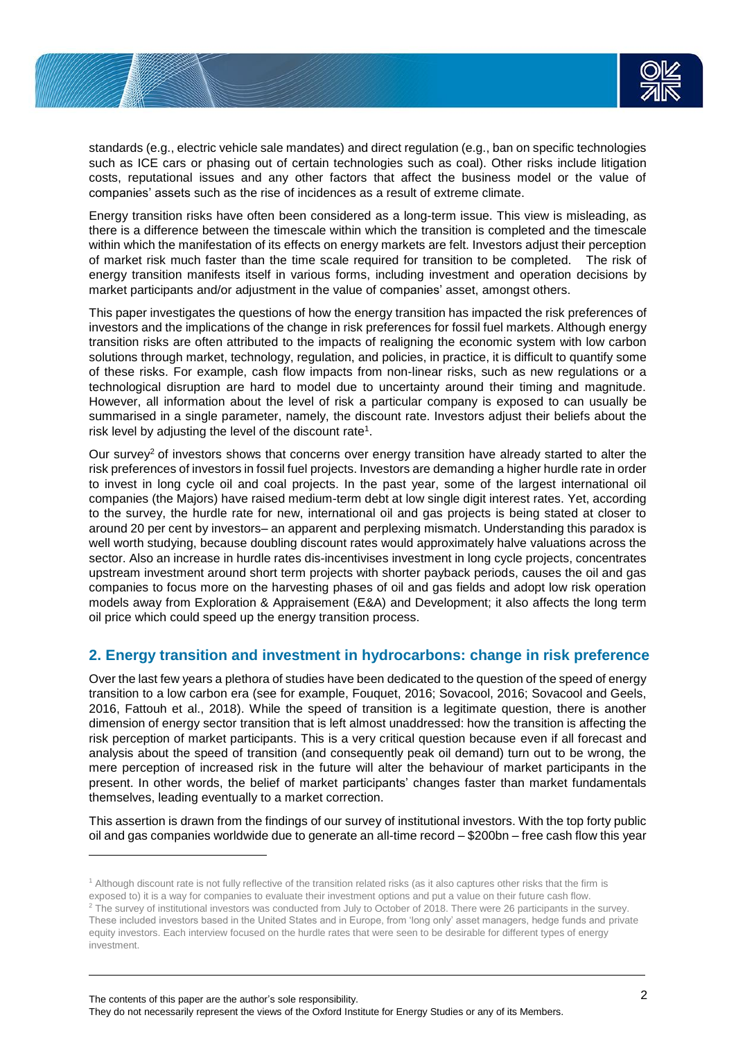standards (e.g., electric vehicle sale mandates) and direct regulation (e.g., ban on specific technologies such as ICE cars or phasing out of certain technologies such as coal). Other risks include litigation costs, reputational issues and any other factors that affect the business model or the value of companies' assets such as the rise of incidences as a result of extreme climate.

Energy transition risks have often been considered as a long-term issue. This view is misleading, as there is a difference between the timescale within which the transition is completed and the timescale within which the manifestation of its effects on energy markets are felt. Investors adjust their perception of market risk much faster than the time scale required for transition to be completed. The risk of energy transition manifests itself in various forms, including investment and operation decisions by market participants and/or adjustment in the value of companies' asset, amongst others.

This paper investigates the questions of how the energy transition has impacted the risk preferences of investors and the implications of the change in risk preferences for fossil fuel markets. Although energy transition risks are often attributed to the impacts of realigning the economic system with low carbon solutions through market, technology, regulation, and policies, in practice, it is difficult to quantify some of these risks. For example, cash flow impacts from non-linear risks, such as new regulations or a technological disruption are hard to model due to uncertainty around their timing and magnitude. However, all information about the level of risk a particular company is exposed to can usually be summarised in a single parameter, namely, the discount rate. Investors adjust their beliefs about the risk level by adjusting the level of the discount rate[1].

Our survey[2] of investors shows that concerns over energy transition have already started to alter the risk preferences of investors in fossil fuel projects. Investors are demanding a higher hurdle rate in order to invest in long cycle oil and coal projects. In the past year, some of the largest international oil companies (the Majors) have raised medium-term debt at low single digit interest rates. Yet, according to the survey, the hurdle rate for new, international oil and gas projects is being stated at closer to around 20 per cent by investors– an apparent and perplexing mismatch. Understanding this paradox is well worth studying, because doubling discount rates would approximately halve valuations across the sector. Also an increase in hurdle rates dis-incentivises investment in long cycle projects, concentrates upstream investment around short term projects with shorter payback periods, causes the oil and gas companies to focus more on the harvesting phases of oil and gas fields and adopt low risk operation models away from Exploration & Appraisement (E&A) and Development; it also affects the long term oil price which could speed up the energy transition process.

## 2. Energy transition and investment in hydrocarbons: change in risk preference

Over the last few years a plethora of studies have been dedicated to the question of the speed of energy transition to a low carbon era (see for example, Fouquet, 2016; Sovacool, 2016; Sovacool and Geels, 2016, Fattouh et al., 2018). While the speed of transition is a legitimate question, there is another dimension of energy sector transition that is left almost unaddressed: how the transition is affecting the risk perception of market participants. This is a very critical question because even if all forecast and analysis about the speed of transition (and consequently peak oil demand) turn out to be wrong, the mere perception of increased risk in the future will alter the behaviour of market participants in the present. In other words, the belief of market participants' changes faster than market fundamentals themselves, leading eventually to a market correction.

This assertion is drawn from the findings of our survey of institutional investors. With the top forty public oil and gas companies worldwide due to generate an all-time record – \$200bn – free cash flow this year

---

[1] Although discount rate is not fully reflective of the transition related risks (as it also captures other risks that the firm is exposed to) it is a way for companies to evaluate their investment options and put a value on their future cash flow.

[2] The survey of institutional investors was conducted from July to October of 2018. There were 26 participants in the survey. These included investors based in the United States and in Europe, from 'long only' asset managers, hedge funds and private equity investors. Each interview focused on the hurdle rates that were seen to be desirable for different types of energy investment.

The contents of this paper are the author's sole responsibility.
They do not necessarily represent the views of the Oxford Institute for Energy Studies or any of its Members.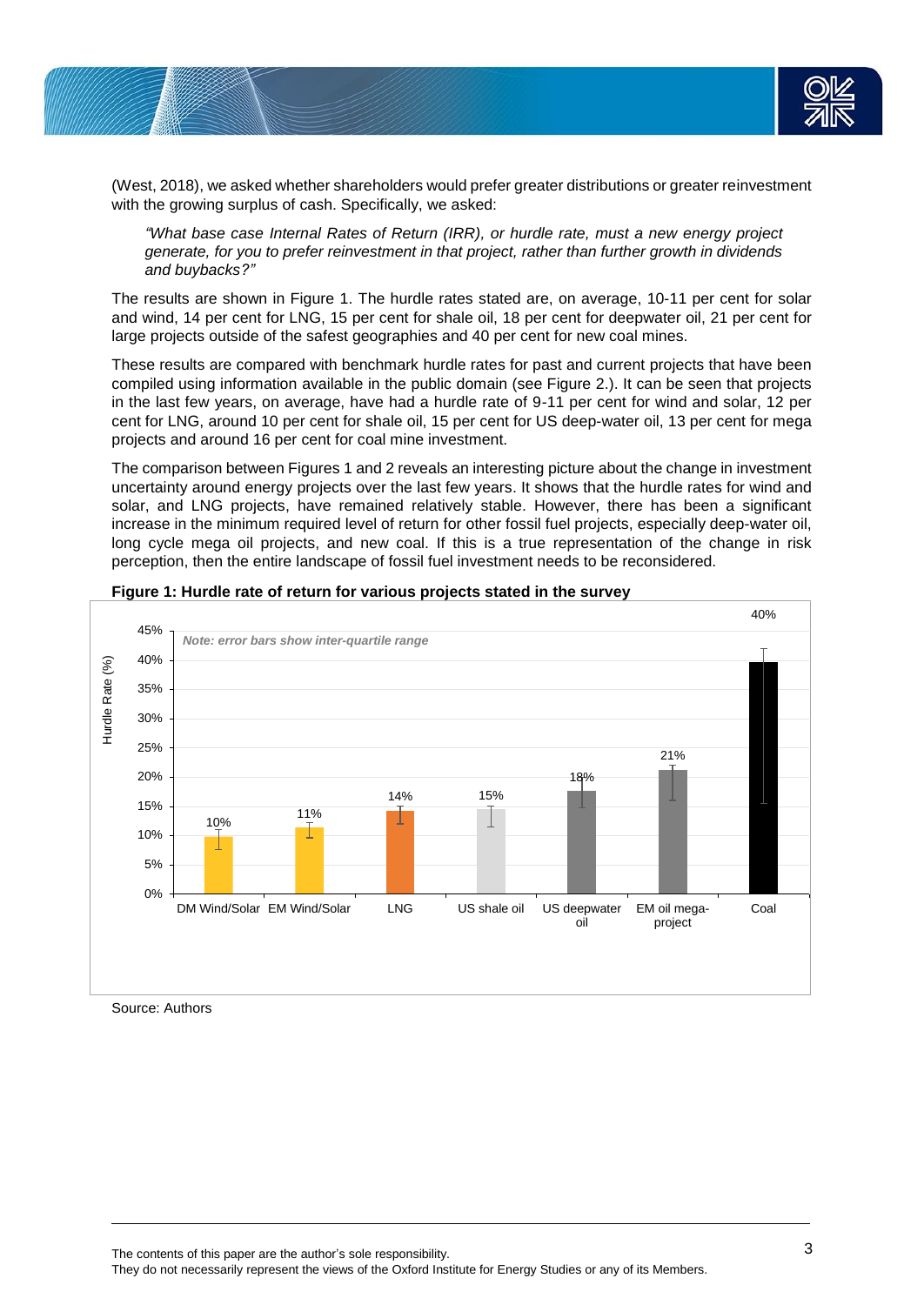(West, 2018), we asked whether shareholders would prefer greater distributions or greater reinvestment with the growing surplus of cash. Specifically, we asked:

> *"What base case Internal Rates of Return (IRR), or hurdle rate, must a new energy project generate, for you to prefer reinvestment in that project, rather than further growth in dividends and buybacks?"*

The results are shown in Figure 1. The hurdle rates stated are, on average, 10-11 per cent for solar and wind, 14 per cent for LNG, 15 per cent for shale oil, 18 per cent for deepwater oil, 21 per cent for large projects outside of the safest geographies and 40 per cent for new coal mines.

These results are compared with benchmark hurdle rates for past and current projects that have been compiled using information available in the public domain (see Figure 2.). It can be seen that projects in the last few years, on average, have had a hurdle rate of 9-11 per cent for wind and solar, 12 per cent for LNG, around 10 per cent for shale oil, 15 per cent for US deep-water oil, 13 per cent for mega projects and around 16 per cent for coal mine investment.

The comparison between Figures 1 and 2 reveals an interesting picture about the change in investment uncertainty around energy projects over the last few years. It shows that the hurdle rates for wind and solar, and LNG projects, have remained relatively stable. However, there has been a significant increase in the minimum required level of return for other fossil fuel projects, especially deep-water oil, long cycle mega oil projects, and new coal. If this is a true representation of the change in risk perception, then the entire landscape of fossil fuel investment needs to be reconsidered.

**Figure 1: Hurdle rate of return for various projects stated in the survey**

*Note: error bars show inter-quartile range*

| Project | Hurdle Rate (%) |
|---|---|
| DM Wind/Solar | 10% |
| EM Wind/Solar | 11% |
| LNG | 14% |
| US shale oil | 15% |
| US deepwater oil | 18% |
| EM oil mega-project | 21% |
| Coal | 40% |

Source: Authors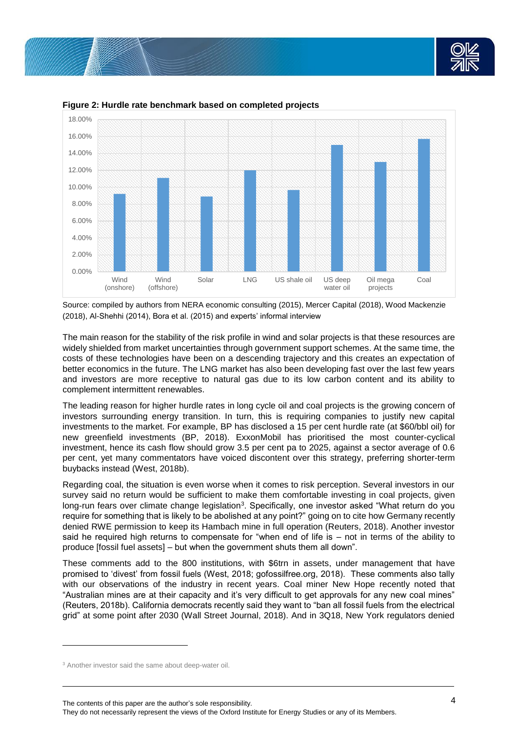**Figure 2: Hurdle rate benchmark based on completed projects**

Source: compiled by authors from NERA economic consulting (2015), Mercer Capital (2018), Wood Mackenzie (2018), Al-Shehhi (2014), Bora et al. (2015) and experts' informal interview

The main reason for the stability of the risk profile in wind and solar projects is that these resources are widely shielded from market uncertainties through government support schemes. At the same time, the costs of these technologies have been on a descending trajectory and this creates an expectation of better economics in the future. The LNG market has also been developing fast over the last few years and investors are more receptive to natural gas due to its low carbon content and its ability to complement intermittent renewables.

The leading reason for higher hurdle rates in long cycle oil and coal projects is the growing concern of investors surrounding energy transition. In turn, this is requiring companies to justify new capital investments to the market. For example, BP has disclosed a 15 per cent hurdle rate (at $60/bbl oil) for new greenfield investments (BP, 2018). ExxonMobil has prioritised the most counter-cyclical investment, hence its cash flow should grow 3.5 per cent pa to 2025, against a sector average of 0.6 per cent, yet many commentators have voiced discontent over this strategy, preferring shorter-term buybacks instead (West, 2018b).

Regarding coal, the situation is even worse when it comes to risk perception. Several investors in our survey said no return would be sufficient to make them comfortable investing in coal projects, given long-run fears over climate change legislation[3]. Specifically, one investor asked "What return do you require for something that is likely to be abolished at any point?" going on to cite how Germany recently denied RWE permission to keep its Hambach mine in full operation (Reuters, 2018). Another investor said he required high returns to compensate for "when end of life is – not in terms of the ability to produce [fossil fuel assets] – but when the government shuts them all down".

These comments add to the 800 institutions, with $6trn in assets, under management that have promised to 'divest' from fossil fuels (West, 2018; gofossilfree.org, 2018). These comments also tally with our observations of the industry in recent years. Coal miner New Hope recently noted that "Australian mines are at their capacity and it's very difficult to get approvals for any new coal mines" (Reuters, 2018b). California democrats recently said they want to "ban all fossil fuels from the electrical grid" at some point after 2030 (Wall Street Journal, 2018). And in 3Q18, New York regulators denied

[3] Another investor said the same about deep-water oil.

The contents of this paper are the author's sole responsibility.
They do not necessarily represent the views of the Oxford Institute for Energy Studies or any of its Members.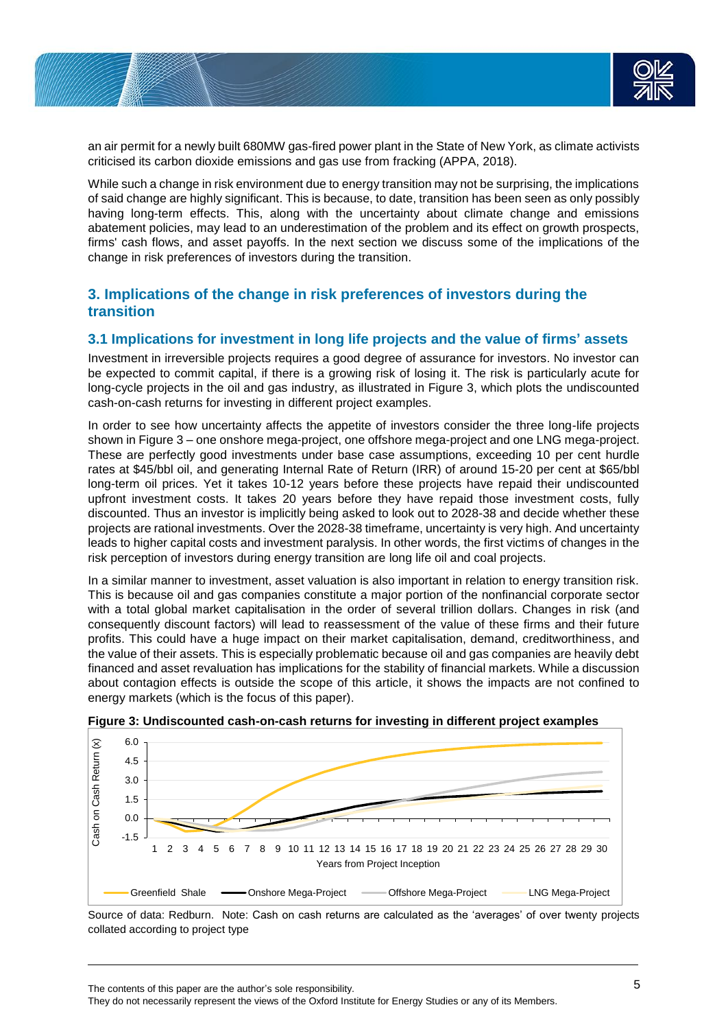an air permit for a newly built 680MW gas-fired power plant in the State of New York, as climate activists criticised its carbon dioxide emissions and gas use from fracking (APPA, 2018).

While such a change in risk environment due to energy transition may not be surprising, the implications of said change are highly significant. This is because, to date, transition has been seen as only possibly having long-term effects. This, along with the uncertainty about climate change and emissions abatement policies, may lead to an underestimation of the problem and its effect on growth prospects, firms' cash flows, and asset payoffs. In the next section we discuss some of the implications of the change in risk preferences of investors during the transition.

## 3. Implications of the change in risk preferences of investors during the transition

### 3.1 Implications for investment in long life projects and the value of firms' assets

Investment in irreversible projects requires a good degree of assurance for investors. No investor can be expected to commit capital, if there is a growing risk of losing it. The risk is particularly acute for long-cycle projects in the oil and gas industry, as illustrated in Figure 3, which plots the undiscounted cash-on-cash returns for investing in different project examples.

In order to see how uncertainty affects the appetite of investors consider the three long-life projects shown in Figure 3 – one onshore mega-project, one offshore mega-project and one LNG mega-project. These are perfectly good investments under base case assumptions, exceeding 10 per cent hurdle rates at $45/bbl oil, and generating Internal Rate of Return (IRR) of around 15-20 per cent at $65/bbl long-term oil prices. Yet it takes 10-12 years before these projects have repaid their undiscounted upfront investment costs. It takes 20 years before they have repaid those investment costs, fully discounted. Thus an investor is implicitly being asked to look out to 2028-38 and decide whether these projects are rational investments. Over the 2028-38 timeframe, uncertainty is very high. And uncertainty leads to higher capital costs and investment paralysis. In other words, the first victims of changes in the risk perception of investors during energy transition are long life oil and coal projects.

In a similar manner to investment, asset valuation is also important in relation to energy transition risk. This is because oil and gas companies constitute a major portion of the nonfinancial corporate sector with a total global market capitalisation in the order of several trillion dollars. Changes in risk (and consequently discount factors) will lead to reassessment of the value of these firms and their future profits. This could have a huge impact on their market capitalisation, demand, creditworthiness, and the value of their assets. This is especially problematic because oil and gas companies are heavily debt financed and asset revaluation has implications for the stability of financial markets. While a discussion about contagion effects is outside the scope of this article, it shows the impacts are not confined to energy markets (which is the focus of this paper).

**Figure 3: Undiscounted cash-on-cash returns for investing in different project examples**

Source of data: Redburn. Note: Cash on cash returns are calculated as the 'averages' of over twenty projects collated according to project type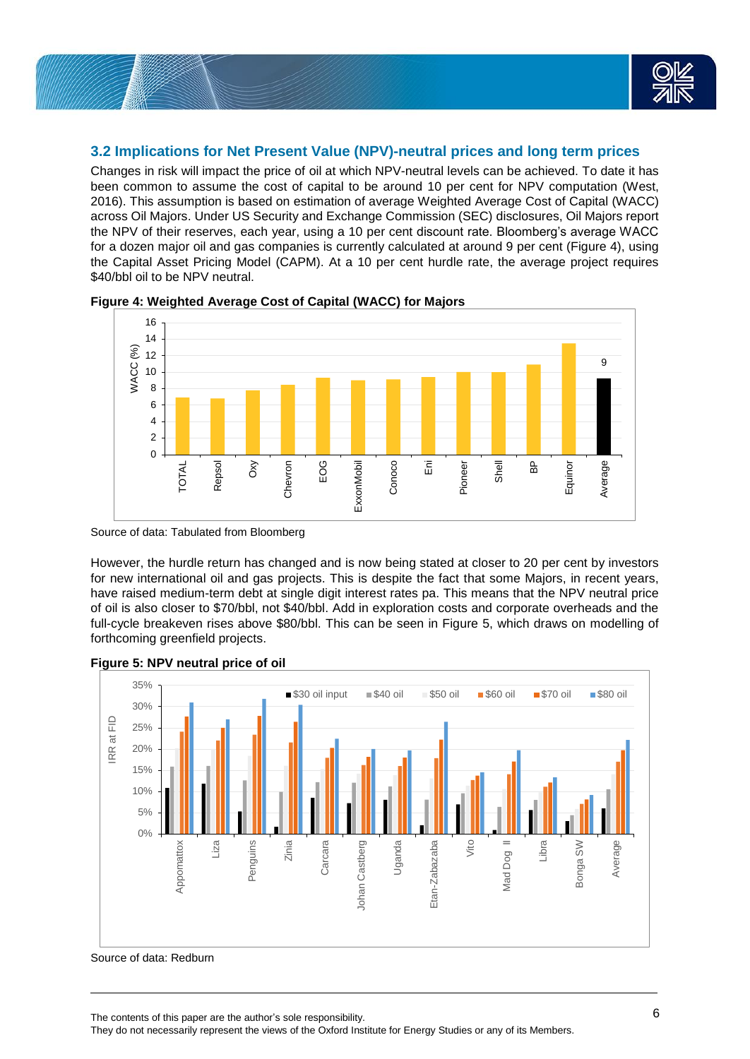## 3.2 Implications for Net Present Value (NPV)-neutral prices and long term prices

Changes in risk will impact the price of oil at which NPV-neutral levels can be achieved. To date it has been common to assume the cost of capital to be around 10 per cent for NPV computation (West, 2016). This assumption is based on estimation of average Weighted Average Cost of Capital (WACC) across Oil Majors. Under US Security and Exchange Commission (SEC) disclosures, Oil Majors report the NPV of their reserves, each year, using a 10 per cent discount rate. Bloomberg's average WACC for a dozen major oil and gas companies is currently calculated at around 9 per cent (Figure 4), using the Capital Asset Pricing Model (CAPM). At a 10 per cent hurdle rate, the average project requires $40/bbl oil to be NPV neutral.

**Figure 4: Weighted Average Cost of Capital (WACC) for Majors**

Source of data: Tabulated from Bloomberg

However, the hurdle return has changed and is now being stated at closer to 20 per cent by investors for new international oil and gas projects. This is despite the fact that some Majors, in recent years, have raised medium-term debt at single digit interest rates pa. This means that the NPV neutral price of oil is also closer to $70/bbl, not $40/bbl. Add in exploration costs and corporate overheads and the full-cycle breakeven rises above $80/bbl. This can be seen in Figure 5, which draws on modelling of forthcoming greenfield projects.

**Figure 5: NPV neutral price of oil**

Source of data: Redburn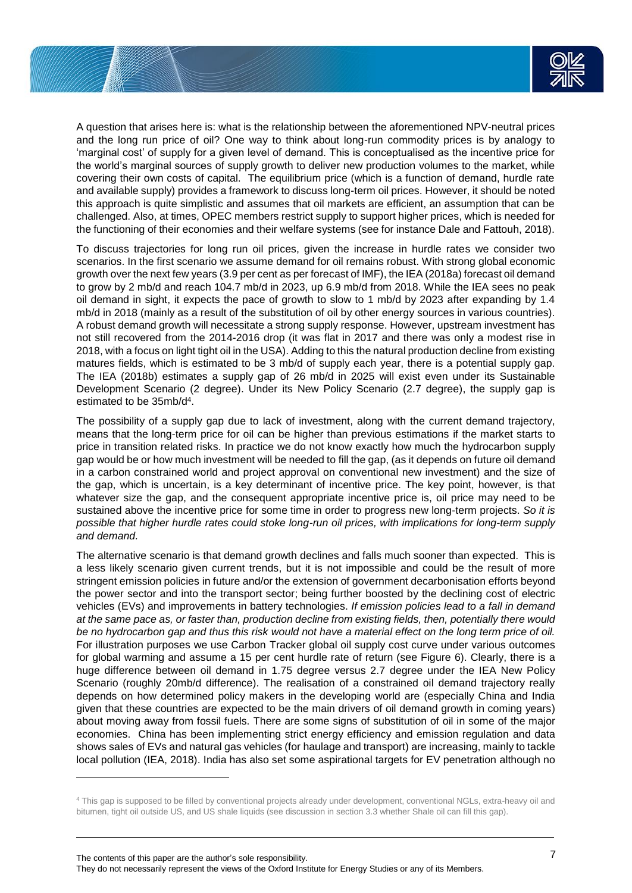A question that arises here is: what is the relationship between the aforementioned NPV-neutral prices and the long run price of oil? One way to think about long-run commodity prices is by analogy to 'marginal cost' of supply for a given level of demand. This is conceptualised as the incentive price for the world's marginal sources of supply growth to deliver new production volumes to the market, while covering their own costs of capital. The equilibrium price (which is a function of demand, hurdle rate and available supply) provides a framework to discuss long-term oil prices. However, it should be noted this approach is quite simplistic and assumes that oil markets are efficient, an assumption that can be challenged. Also, at times, OPEC members restrict supply to support higher prices, which is needed for the functioning of their economies and their welfare systems (see for instance Dale and Fattouh, 2018).

To discuss trajectories for long run oil prices, given the increase in hurdle rates we consider two scenarios. In the first scenario we assume demand for oil remains robust. With strong global economic growth over the next few years (3.9 per cent as per forecast of IMF), the IEA (2018a) forecast oil demand to grow by 2 mb/d and reach 104.7 mb/d in 2023, up 6.9 mb/d from 2018. While the IEA sees no peak oil demand in sight, it expects the pace of growth to slow to 1 mb/d by 2023 after expanding by 1.4 mb/d in 2018 (mainly as a result of the substitution of oil by other energy sources in various countries). A robust demand growth will necessitate a strong supply response. However, upstream investment has not still recovered from the 2014-2016 drop (it was flat in 2017 and there was only a modest rise in 2018, with a focus on light tight oil in the USA). Adding to this the natural production decline from existing matures fields, which is estimated to be 3 mb/d of supply each year, there is a potential supply gap. The IEA (2018b) estimates a supply gap of 26 mb/d in 2025 will exist even under its Sustainable Development Scenario (2 degree). Under its New Policy Scenario (2.7 degree), the supply gap is estimated to be 35mb/d[4].

The possibility of a supply gap due to lack of investment, along with the current demand trajectory, means that the long-term price for oil can be higher than previous estimations if the market starts to price in transition related risks. In practice we do not know exactly how much the hydrocarbon supply gap would be or how much investment will be needed to fill the gap, (as it depends on future oil demand in a carbon constrained world and project approval on conventional new investment) and the size of the gap, which is uncertain, is a key determinant of incentive price. The key point, however, is that whatever size the gap, and the consequent appropriate incentive price is, oil price may need to be sustained above the incentive price for some time in order to progress new long-term projects. *So it is possible that higher hurdle rates could stoke long-run oil prices, with implications for long-term supply and demand.*

The alternative scenario is that demand growth declines and falls much sooner than expected. This is a less likely scenario given current trends, but it is not impossible and could be the result of more stringent emission policies in future and/or the extension of government decarbonisation efforts beyond the power sector and into the transport sector; being further boosted by the declining cost of electric vehicles (EVs) and improvements in battery technologies. *If emission policies lead to a fall in demand at the same pace as, or faster than, production decline from existing fields, then, potentially there would be no hydrocarbon gap and thus this risk would not have a material effect on the long term price of oil.* For illustration purposes we use Carbon Tracker global oil supply cost curve under various outcomes for global warming and assume a 15 per cent hurdle rate of return (see Figure 6). Clearly, there is a huge difference between oil demand in 1.75 degree versus 2.7 degree under the IEA New Policy Scenario (roughly 20mb/d difference). The realisation of a constrained oil demand trajectory really depends on how determined policy makers in the developing world are (especially China and India given that these countries are expected to be the main drivers of oil demand growth in coming years) about moving away from fossil fuels. There are some signs of substitution of oil in some of the major economies. China has been implementing strict energy efficiency and emission regulation and data shows sales of EVs and natural gas vehicles (for haulage and transport) are increasing, mainly to tackle local pollution (IEA, 2018). India has also set some aspirational targets for EV penetration although no

---

[4] This gap is supposed to be filled by conventional projects already under development, conventional NGLs, extra-heavy oil and bitumen, tight oil outside US, and US shale liquids (see discussion in section 3.3 whether Shale oil can fill this gap).

The contents of this paper are the author's sole responsibility.
They do not necessarily represent the views of the Oxford Institute for Energy Studies or any of its Members.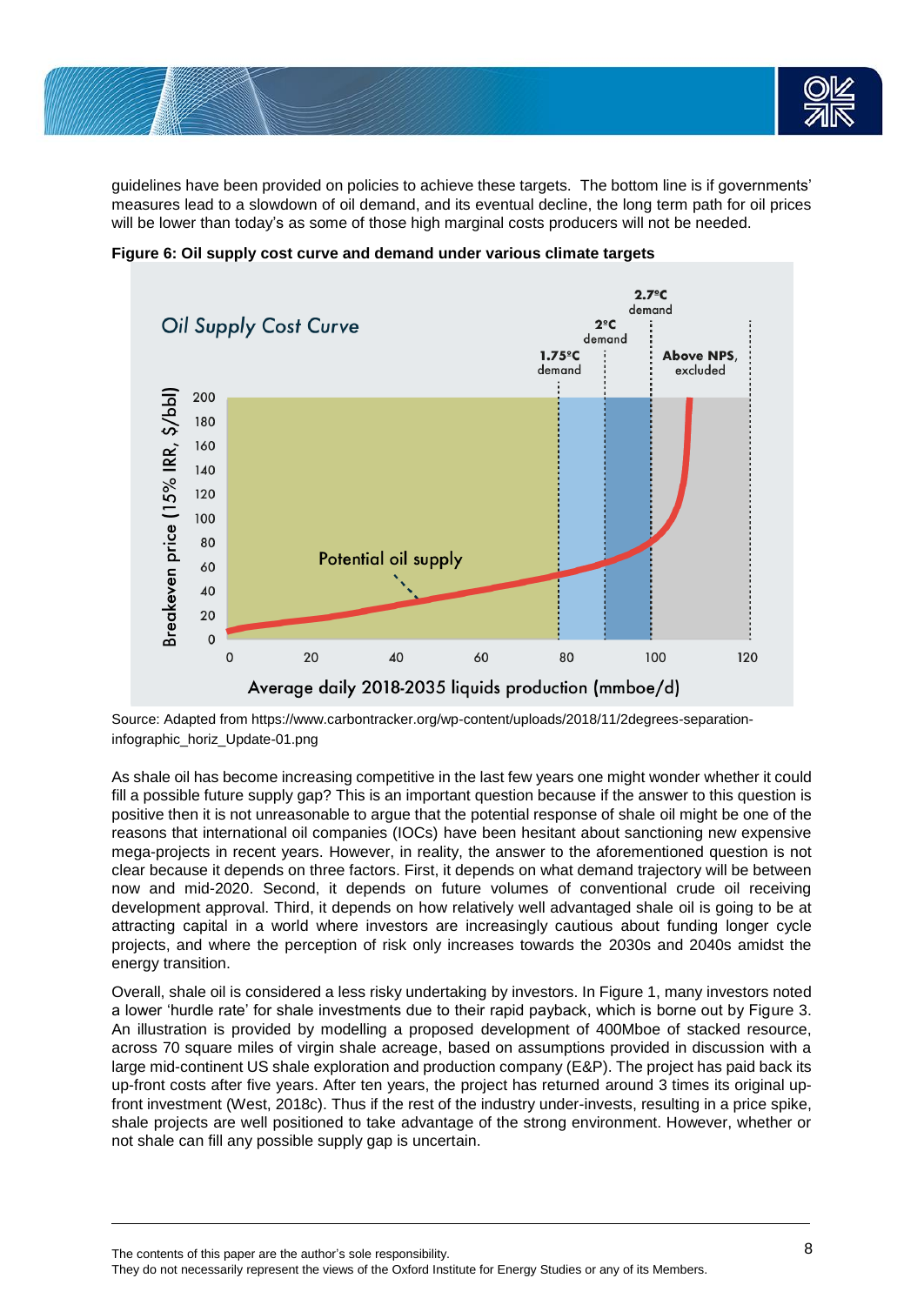guidelines have been provided on policies to achieve these targets. The bottom line is if governments' measures lead to a slowdown of oil demand, and its eventual decline, the long term path for oil prices will be lower than today's as some of those high marginal costs producers will not be needed.

**Figure 6: Oil supply cost curve and demand under various climate targets**

Source: Adapted from https://www.carbontracker.org/wp-content/uploads/2018/11/2degrees-separation-infographic_horiz_Update-01.png

As shale oil has become increasing competitive in the last few years one might wonder whether it could fill a possible future supply gap? This is an important question because if the answer to this question is positive then it is not unreasonable to argue that the potential response of shale oil might be one of the reasons that international oil companies (IOCs) have been hesitant about sanctioning new expensive mega-projects in recent years. However, in reality, the answer to the aforementioned question is not clear because it depends on three factors. First, it depends on what demand trajectory will be between now and mid-2020. Second, it depends on future volumes of conventional crude oil receiving development approval. Third, it depends on how relatively well advantaged shale oil is going to be at attracting capital in a world where investors are increasingly cautious about funding longer cycle projects, and where the perception of risk only increases towards the 2030s and 2040s amidst the energy transition.

Overall, shale oil is considered a less risky undertaking by investors. In Figure 1, many investors noted a lower 'hurdle rate' for shale investments due to their rapid payback, which is borne out by Figure 3. An illustration is provided by modelling a proposed development of 400Mboe of stacked resource, across 70 square miles of virgin shale acreage, based on assumptions provided in discussion with a large mid-continent US shale exploration and production company (E&P). The project has paid back its up-front costs after five years. After ten years, the project has returned around 3 times its original up-front investment (West, 2018c). Thus if the rest of the industry under-invests, resulting in a price spike, shale projects are well positioned to take advantage of the strong environment. However, whether or not shale can fill any possible supply gap is uncertain.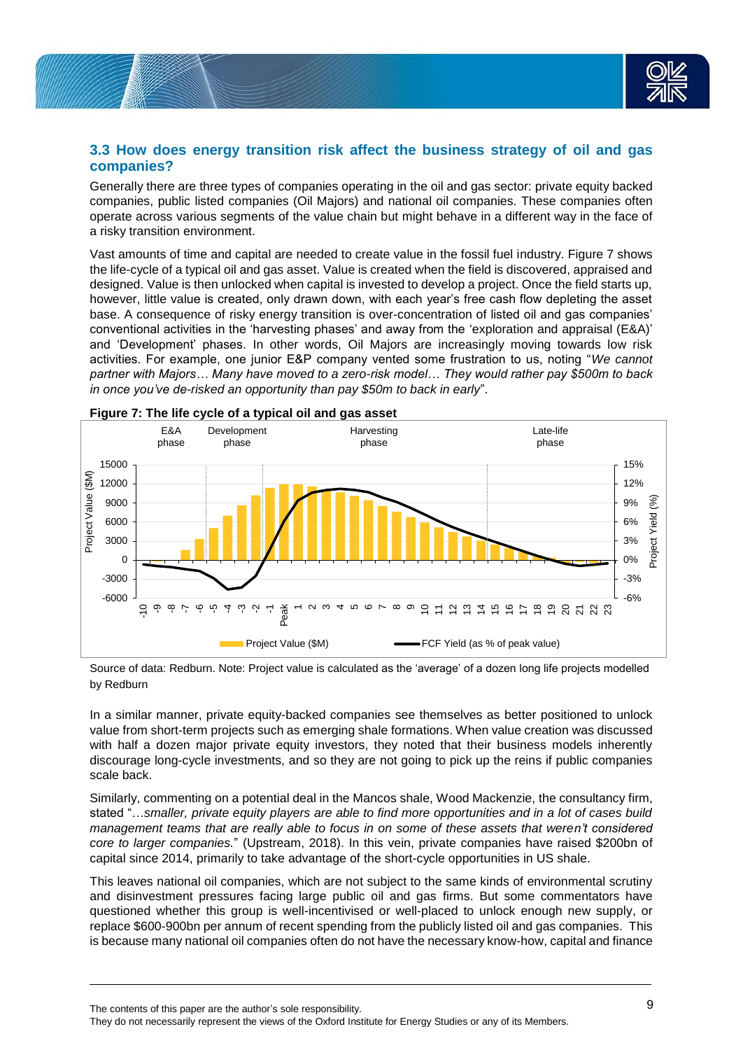### 3.3 How does energy transition risk affect the business strategy of oil and gas companies?

Generally there are three types of companies operating in the oil and gas sector: private equity backed companies, public listed companies (Oil Majors) and national oil companies. These companies often operate across various segments of the value chain but might behave in a different way in the face of a risky transition environment.

Vast amounts of time and capital are needed to create value in the fossil fuel industry. Figure 7 shows the life-cycle of a typical oil and gas asset. Value is created when the field is discovered, appraised and designed. Value is then unlocked when capital is invested to develop a project. Once the field starts up, however, little value is created, only drawn down, with each year's free cash flow depleting the asset base. A consequence of risky energy transition is over-concentration of listed oil and gas companies' conventional activities in the 'harvesting phases' and away from the 'exploration and appraisal (E&A)' and 'Development' phases. In other words, Oil Majors are increasingly moving towards low risk activities. For example, one junior E&P company vented some frustration to us, noting "*We cannot partner with Majors… Many have moved to a zero-risk model… They would rather pay $500m to back in once you've de-risked an opportunity than pay $50m to back in early*".

**Figure 7: The life cycle of a typical oil and gas asset**

Source of data: Redburn. Note: Project value is calculated as the 'average' of a dozen long life projects modelled by Redburn

In a similar manner, private equity-backed companies see themselves as better positioned to unlock value from short-term projects such as emerging shale formations. When value creation was discussed with half a dozen major private equity investors, they noted that their business models inherently discourage long-cycle investments, and so they are not going to pick up the reins if public companies scale back.

Similarly, commenting on a potential deal in the Mancos shale, Wood Mackenzie, the consultancy firm, stated "*…smaller, private equity players are able to find more opportunities and in a lot of cases build management teams that are really able to focus in on some of these assets that weren't considered core to larger companies.*" (Upstream, 2018). In this vein, private companies have raised $200bn of capital since 2014, primarily to take advantage of the short-cycle opportunities in US shale.

This leaves national oil companies, which are not subject to the same kinds of environmental scrutiny and disinvestment pressures facing large public oil and gas firms. But some commentators have questioned whether this group is well-incentivised or well-placed to unlock enough new supply, or replace $600-900bn per annum of recent spending from the publicly listed oil and gas companies. This is because many national oil companies often do not have the necessary know-how, capital and finance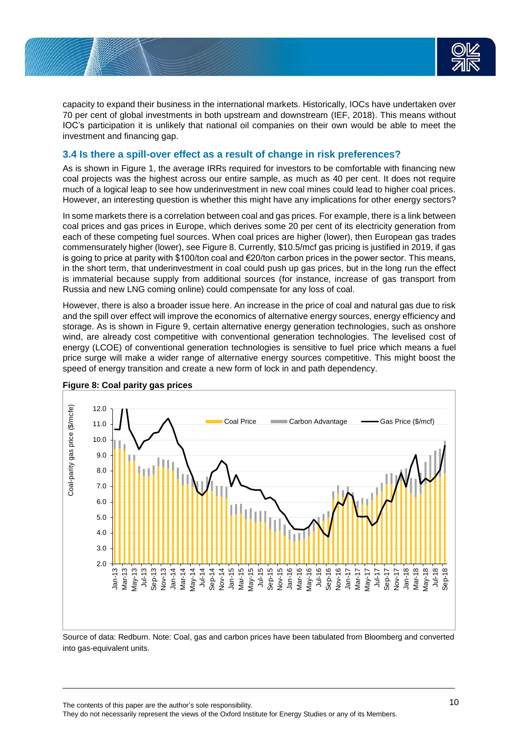capacity to expand their business in the international markets. Historically, IOCs have undertaken over 70 per cent of global investments in both upstream and downstream (IEF, 2018). This means without IOC's participation it is unlikely that national oil companies on their own would be able to meet the investment and financing gap.

### 3.4 Is there a spill-over effect as a result of change in risk preferences?

As is shown in Figure 1, the average IRRs required for investors to be comfortable with financing new coal projects was the highest across our entire sample, as much as 40 per cent. It does not require much of a logical leap to see how underinvestment in new coal mines could lead to higher coal prices. However, an interesting question is whether this might have any implications for other energy sectors?

In some markets there is a correlation between coal and gas prices. For example, there is a link between coal prices and gas prices in Europe, which derives some 20 per cent of its electricity generation from each of these competing fuel sources. When coal prices are higher (lower), then European gas trades commensurately higher (lower), see Figure 8. Currently, \$10.5/mcf gas pricing is justified in 2019, if gas is going to price at parity with \$100/ton coal and €20/ton carbon prices in the power sector. This means, in the short term, that underinvestment in coal could push up gas prices, but in the long run the effect is immaterial because supply from additional sources (for instance, increase of gas transport from Russia and new LNG coming online) could compensate for any loss of coal.

However, there is also a broader issue here. An increase in the price of coal and natural gas due to risk and the spill over effect will improve the economics of alternative energy sources, energy efficiency and storage. As is shown in Figure 9, certain alternative energy generation technologies, such as onshore wind, are already cost competitive with conventional generation technologies. The levelised cost of energy (LCOE) of conventional generation technologies is sensitive to fuel price which means a fuel price surge will make a wider range of alternative energy sources competitive. This might boost the speed of energy transition and create a new form of lock in and path dependency.

**Figure 8: Coal parity gas prices**

Source of data: Redburn. Note: Coal, gas and carbon prices have been tabulated from Bloomberg and converted into gas-equivalent units.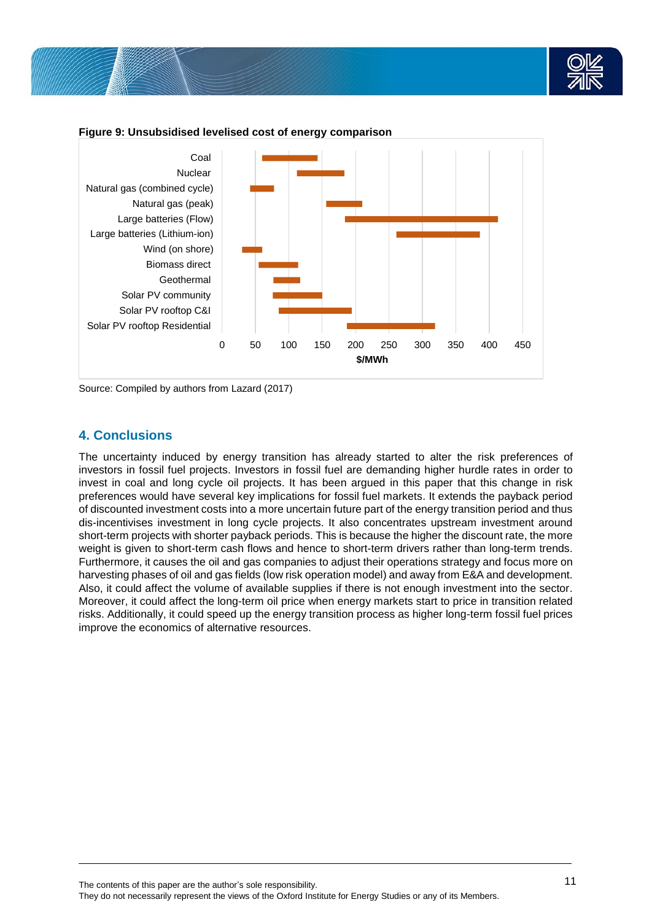**Figure 9: Unsubsidised levelised cost of energy comparison**

Source: Compiled by authors from Lazard (2017)

## 4. Conclusions

The uncertainty induced by energy transition has already started to alter the risk preferences of investors in fossil fuel projects. Investors in fossil fuel are demanding higher hurdle rates in order to invest in coal and long cycle oil projects. It has been argued in this paper that this change in risk preferences would have several key implications for fossil fuel markets. It extends the payback period of discounted investment costs into a more uncertain future part of the energy transition period and thus dis-incentivises investment in long cycle projects. It also concentrates upstream investment around short-term projects with shorter payback periods. This is because the higher the discount rate, the more weight is given to short-term cash flows and hence to short-term drivers rather than long-term trends. Furthermore, it causes the oil and gas companies to adjust their operations strategy and focus more on harvesting phases of oil and gas fields (low risk operation model) and away from E&A and development. Also, it could affect the volume of available supplies if there is not enough investment into the sector. Moreover, it could affect the long-term oil price when energy markets start to price in transition related risks. Additionally, it could speed up the energy transition process as higher long-term fossil fuel prices improve the economics of alternative resources.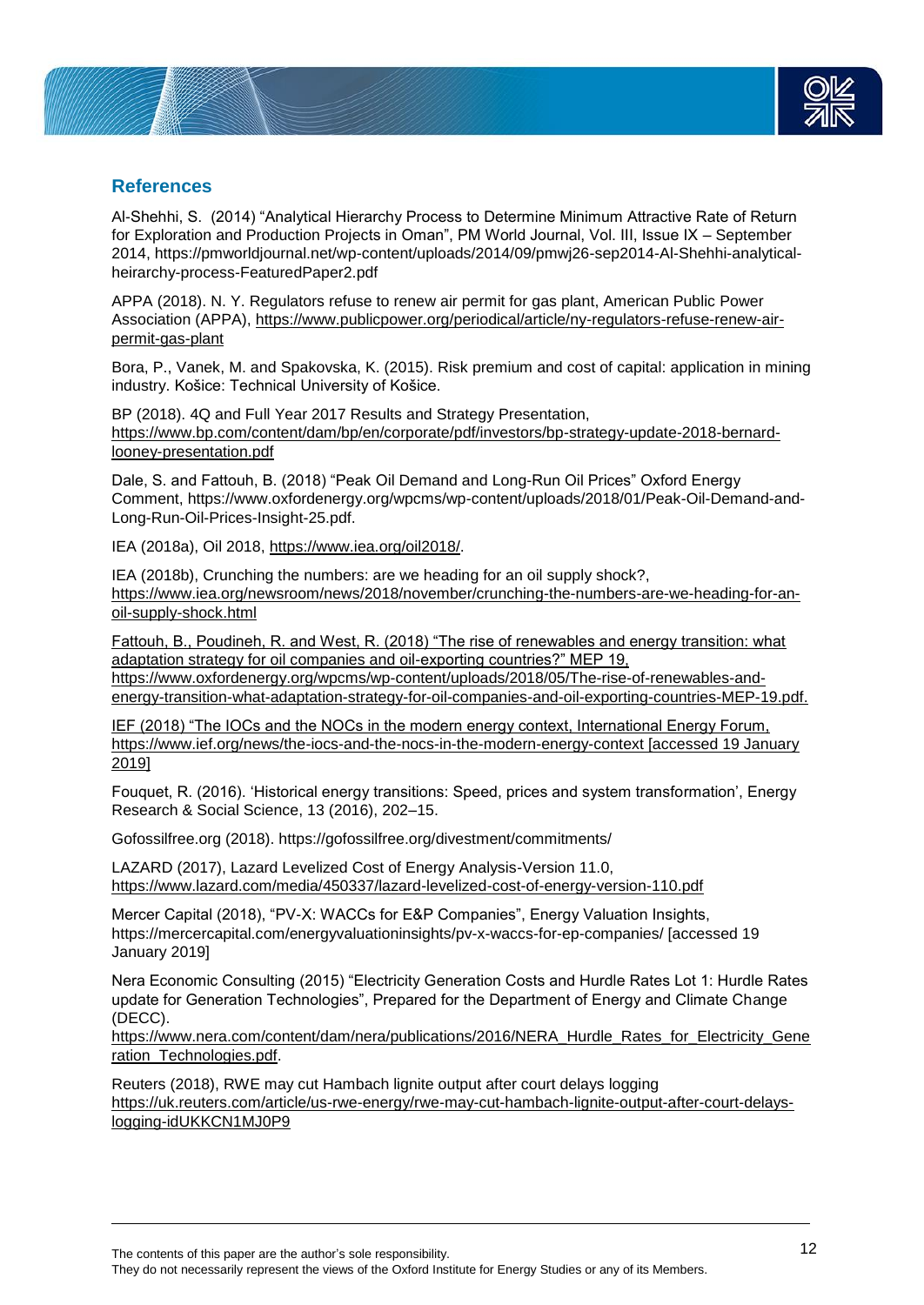## References

Al-Shehhi, S. (2014) "Analytical Hierarchy Process to Determine Minimum Attractive Rate of Return for Exploration and Production Projects in Oman", PM World Journal, Vol. III, Issue IX – September 2014, https://pmworldjournal.net/wp-content/uploads/2014/09/pmwj26-sep2014-Al-Shehhi-analytical-heirarchy-process-FeaturedPaper2.pdf

APPA (2018). N. Y. Regulators refuse to renew air permit for gas plant, American Public Power Association (APPA), https://www.publicpower.org/periodical/article/ny-regulators-refuse-renew-air-permit-gas-plant

Bora, P., Vanek, M. and Spakovska, K. (2015). Risk premium and cost of capital: application in mining industry. Košice: Technical University of Košice.

BP (2018). 4Q and Full Year 2017 Results and Strategy Presentation, https://www.bp.com/content/dam/bp/en/corporate/pdf/investors/bp-strategy-update-2018-bernard-looney-presentation.pdf

Dale, S. and Fattouh, B. (2018) "Peak Oil Demand and Long-Run Oil Prices" Oxford Energy Comment, https://www.oxfordenergy.org/wpcms/wp-content/uploads/2018/01/Peak-Oil-Demand-and-Long-Run-Oil-Prices-Insight-25.pdf.

IEA (2018a), Oil 2018, https://www.iea.org/oil2018/.

IEA (2018b), Crunching the numbers: are we heading for an oil supply shock?, https://www.iea.org/newsroom/news/2018/november/crunching-the-numbers-are-we-heading-for-an-oil-supply-shock.html

Fattouh, B., Poudineh, R. and West, R. (2018) "The rise of renewables and energy transition: what adaptation strategy for oil companies and oil-exporting countries?" MEP 19, https://www.oxfordenergy.org/wpcms/wp-content/uploads/2018/05/The-rise-of-renewables-and-energy-transition-what-adaptation-strategy-for-oil-companies-and-oil-exporting-countries-MEP-19.pdf.

IEF (2018) "The IOCs and the NOCs in the modern energy context, International Energy Forum, https://www.ief.org/news/the-iocs-and-the-nocs-in-the-modern-energy-context [accessed 19 January 2019]

Fouquet, R. (2016). 'Historical energy transitions: Speed, prices and system transformation', Energy Research & Social Science, 13 (2016), 202–15.

Gofossilfree.org (2018). https://gofossilfree.org/divestment/commitments/

LAZARD (2017), Lazard Levelized Cost of Energy Analysis-Version 11.0, https://www.lazard.com/media/450337/lazard-levelized-cost-of-energy-version-110.pdf

Mercer Capital (2018), "PV-X: WACCs for E&P Companies", Energy Valuation Insights, https://mercercapital.com/energyvaluationinsights/pv-x-waccs-for-ep-companies/ [accessed 19 January 2019]

Nera Economic Consulting (2015) "Electricity Generation Costs and Hurdle Rates Lot 1: Hurdle Rates update for Generation Technologies", Prepared for the Department of Energy and Climate Change (DECC). https://www.nera.com/content/dam/nera/publications/2016/NERA_Hurdle_Rates_for_Electricity_Generation_Technologies.pdf.

Reuters (2018), RWE may cut Hambach lignite output after court delays logging https://uk.reuters.com/article/us-rwe-energy/rwe-may-cut-hambach-lignite-output-after-court-delays-logging-idUKKCN1MJ0P9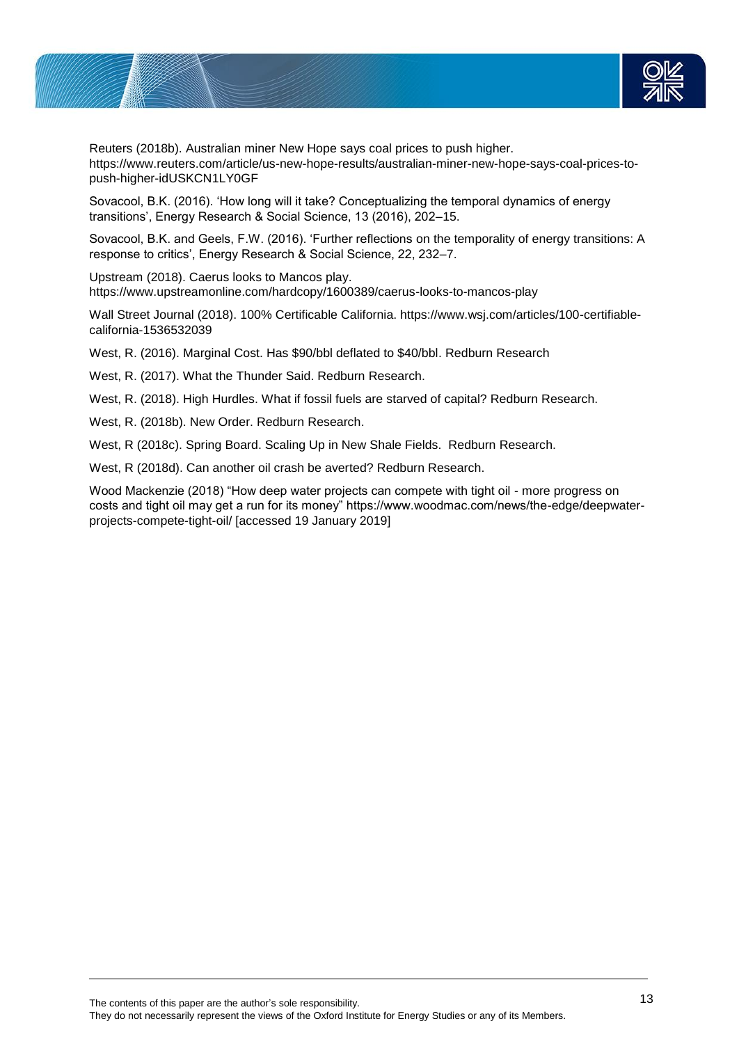Reuters (2018b). Australian miner New Hope says coal prices to push higher. https://www.reuters.com/article/us-new-hope-results/australian-miner-new-hope-says-coal-prices-to-push-higher-idUSKCN1LY0GF

Sovacool, B.K. (2016). 'How long will it take? Conceptualizing the temporal dynamics of energy transitions', Energy Research & Social Science, 13 (2016), 202–15.

Sovacool, B.K. and Geels, F.W. (2016). 'Further reflections on the temporality of energy transitions: A response to critics', Energy Research & Social Science, 22, 232–7.

Upstream (2018). Caerus looks to Mancos play. https://www.upstreamonline.com/hardcopy/1600389/caerus-looks-to-mancos-play

Wall Street Journal (2018). 100% Certificable California. https://www.wsj.com/articles/100-certifiable-california-1536532039

West, R. (2016). Marginal Cost. Has $90/bbl deflated to $40/bbl. Redburn Research

West, R. (2017). What the Thunder Said. Redburn Research.

West, R. (2018). High Hurdles. What if fossil fuels are starved of capital? Redburn Research.

West, R. (2018b). New Order. Redburn Research.

West, R (2018c). Spring Board. Scaling Up in New Shale Fields. Redburn Research.

West, R (2018d). Can another oil crash be averted? Redburn Research.

Wood Mackenzie (2018) "How deep water projects can compete with tight oil - more progress on costs and tight oil may get a run for its money" https://www.woodmac.com/news/the-edge/deepwater-projects-compete-tight-oil/ [accessed 19 January 2019]